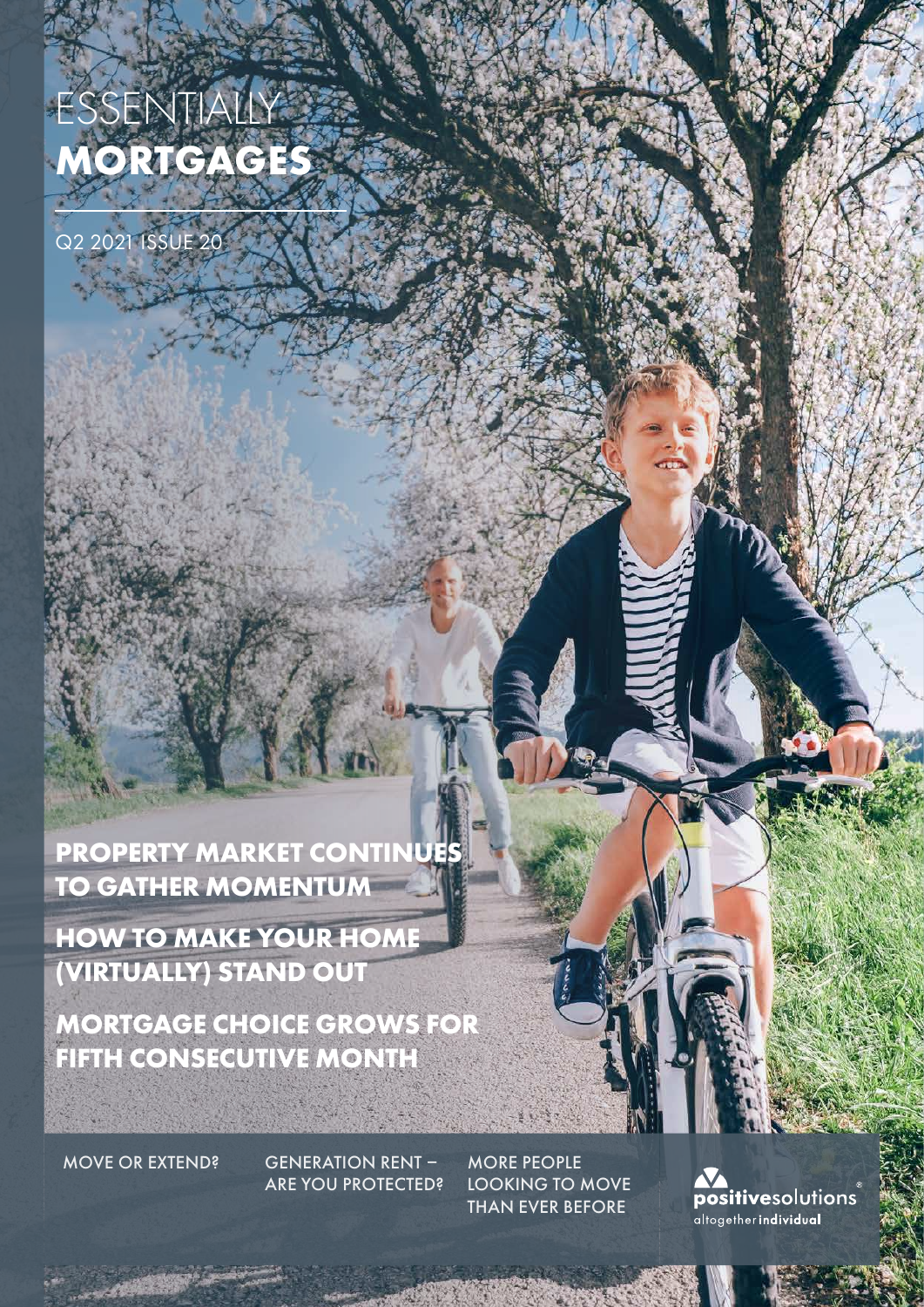# ESSENTIALLY **MORTGAGES**

Q2 2021 ISSUE 20

## PROPERTY MARKET CONTINUES TO GATHER MOMENTUM

## HOW TO MAKE YOUR HOME (VIRTUALLY) STAND OUT

## MORTGAGE CHOICE GROWS FOR FIFTH CONSECUTIVE MONTH

MOVE OR EXTEND?

GENERATION RENT – ARE YOU PROTECTED?

MORE PEOPLE LOOKING TO MOVE THAN EVER BEFORE

**positive**solutions
altogether**individual**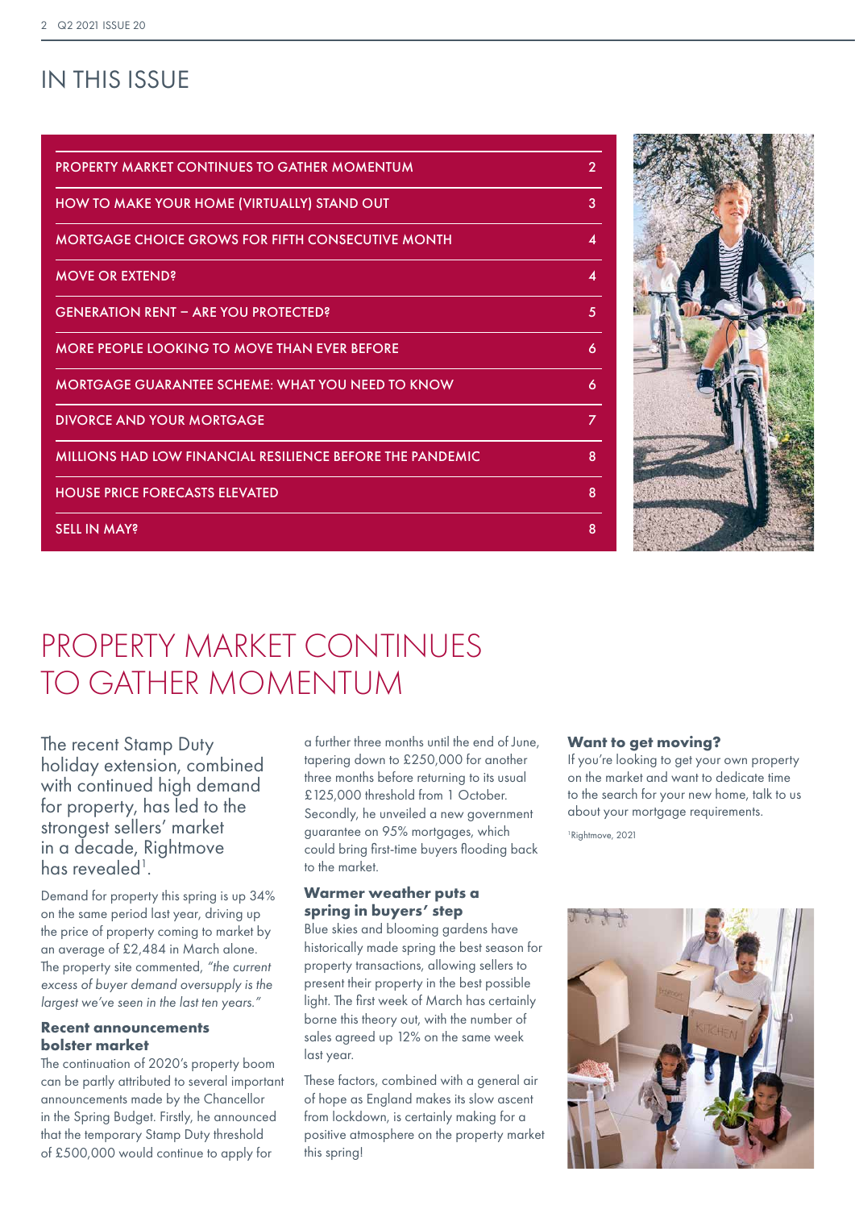# IN THIS ISSUE

| | |
|---|---|
| PROPERTY MARKET CONTINUES TO GATHER MOMENTUM | 2 |
| HOW TO MAKE YOUR HOME (VIRTUALLY) STAND OUT | 3 |
| MORTGAGE CHOICE GROWS FOR FIFTH CONSECUTIVE MONTH | 4 |
| MOVE OR EXTEND? | 4 |
| GENERATION RENT – ARE YOU PROTECTED? | 5 |
| MORE PEOPLE LOOKING TO MOVE THAN EVER BEFORE | 6 |
| MORTGAGE GUARANTEE SCHEME: WHAT YOU NEED TO KNOW | 6 |
| DIVORCE AND YOUR MORTGAGE | 7 |
| MILLIONS HAD LOW FINANCIAL RESILIENCE BEFORE THE PANDEMIC | 8 |
| HOUSE PRICE FORECASTS ELEVATED | 8 |
| SELL IN MAY? | 8 |

# PROPERTY MARKET CONTINUES TO GATHER MOMENTUM

The recent Stamp Duty holiday extension, combined with continued high demand for property, has led to the strongest sellers' market in a decade, Rightmove has revealed[1].

Demand for property this spring is up 34% on the same period last year, driving up the price of property coming to market by an average of £2,484 in March alone. The property site commented, *"the current excess of buyer demand oversupply is the largest we've seen in the last ten years."*

### Recent announcements bolster market

The continuation of 2020's property boom can be partly attributed to several important announcements made by the Chancellor in the Spring Budget. Firstly, he announced that the temporary Stamp Duty threshold of £500,000 would continue to apply for a further three months until the end of June, tapering down to £250,000 for another three months before returning to its usual £125,000 threshold from 1 October. Secondly, he unveiled a new government guarantee on 95% mortgages, which could bring first-time buyers flooding back to the market.

### Warmer weather puts a spring in buyers' step

Blue skies and blooming gardens have historically made spring the best season for property transactions, allowing sellers to present their property in the best possible light. The first week of March has certainly borne this theory out, with the number of sales agreed up 12% on the same week last year.

These factors, combined with a general air of hope as England makes its slow ascent from lockdown, is certainly making for a positive atmosphere on the property market this spring!

### Want to get moving?

If you're looking to get your own property on the market and want to dedicate time to the search for your new home, talk to us about your mortgage requirements.

[1]Rightmove, 2021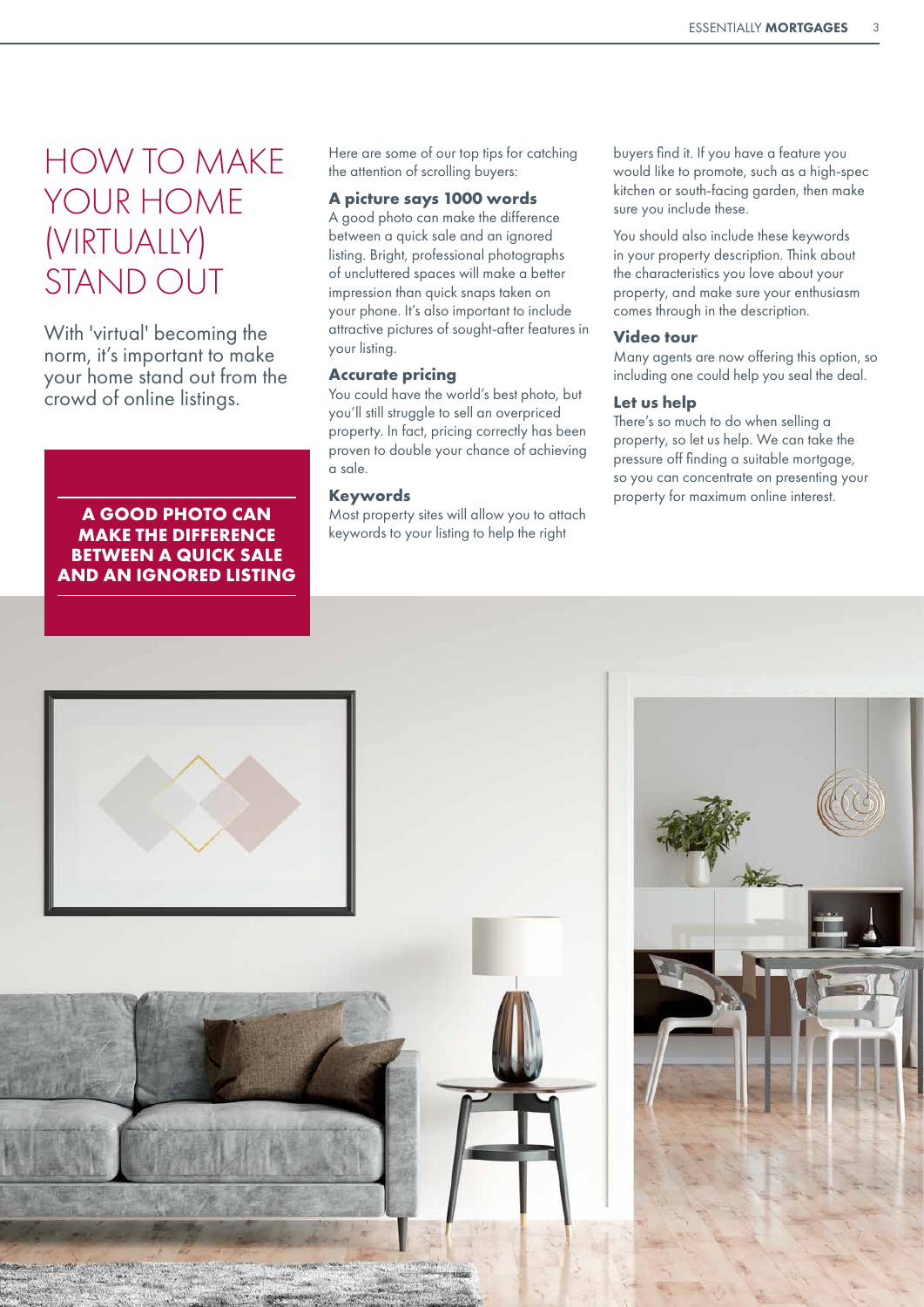# HOW TO MAKE YOUR HOME (VIRTUALLY) STAND OUT

With 'virtual' becoming the norm, it's important to make your home stand out from the crowd of online listings.

**A GOOD PHOTO CAN MAKE THE DIFFERENCE BETWEEN A QUICK SALE AND AN IGNORED LISTING**

Here are some of our top tips for catching the attention of scrolling buyers:

### A picture says 1000 words

A good photo can make the difference between a quick sale and an ignored listing. Bright, professional photographs of uncluttered spaces will make a better impression than quick snaps taken on your phone. It's also important to include attractive pictures of sought-after features in your listing.

### Accurate pricing

You could have the world's best photo, but you'll still struggle to sell an overpriced property. In fact, pricing correctly has been proven to double your chance of achieving a sale.

### Keywords

Most property sites will allow you to attach keywords to your listing to help the right buyers find it. If you have a feature you would like to promote, such as a high-spec kitchen or south-facing garden, then make sure you include these.

You should also include these keywords in your property description. Think about the characteristics you love about your property, and make sure your enthusiasm comes through in the description.

### Video tour

Many agents are now offering this option, so including one could help you seal the deal.

### Let us help

There's so much to do when selling a property, so let us help. We can take the pressure off finding a suitable mortgage, so you can concentrate on presenting your property for maximum online interest.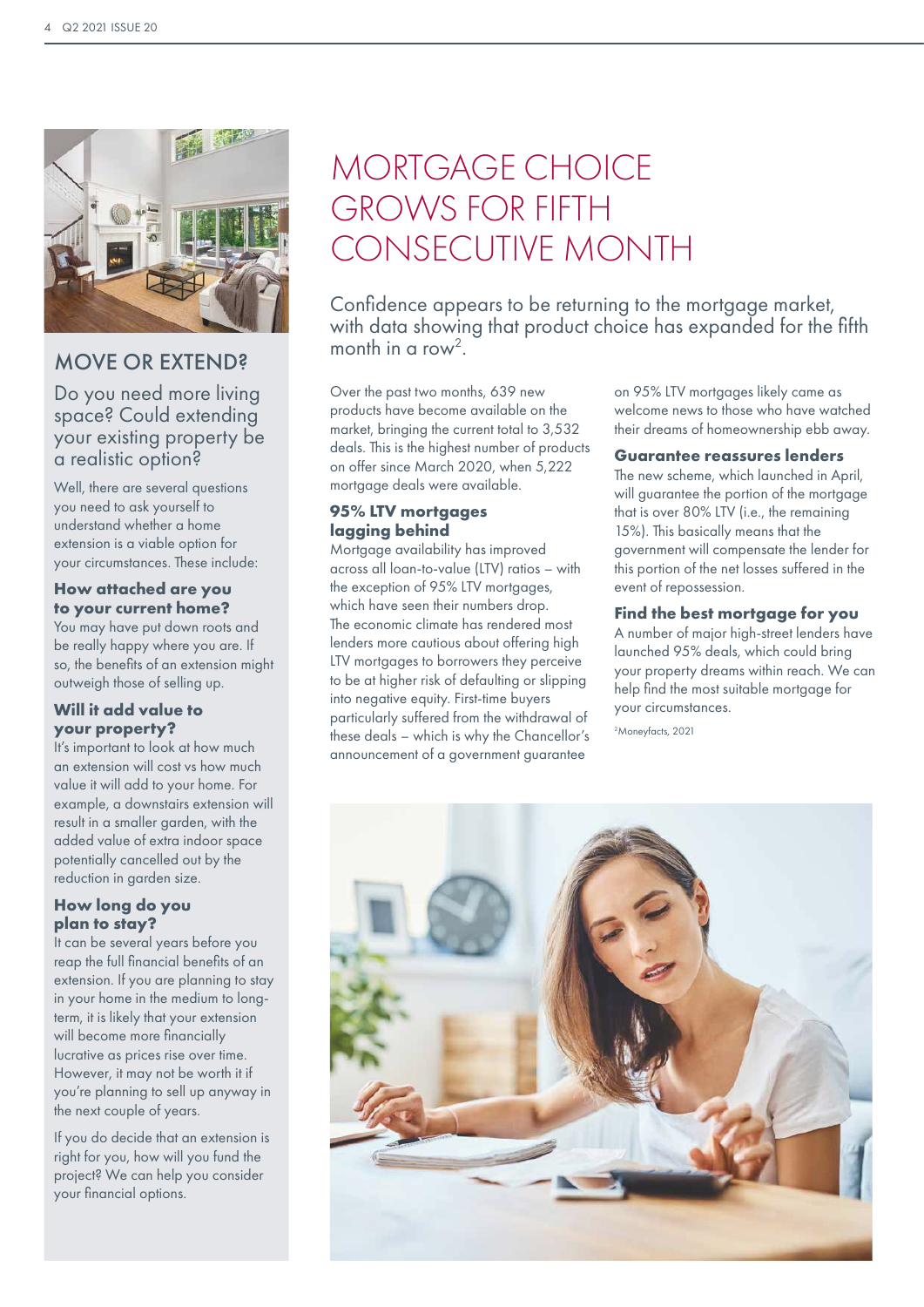## MOVE OR EXTEND?

Do you need more living space? Could extending your existing property be a realistic option?

Well, there are several questions you need to ask yourself to understand whether a home extension is a viable option for your circumstances. These include:

### How attached are you to your current home?

You may have put down roots and be really happy where you are. If so, the benefits of an extension might outweigh those of selling up.

### Will it add value to your property?

It's important to look at how much an extension will cost vs how much value it will add to your home. For example, a downstairs extension will result in a smaller garden, with the added value of extra indoor space potentially cancelled out by the reduction in garden size.

### How long do you plan to stay?

It can be several years before you reap the full financial benefits of an extension. If you are planning to stay in your home in the medium to long-term, it is likely that your extension will become more financially lucrative as prices rise over time. However, it may not be worth it if you're planning to sell up anyway in the next couple of years.

If you do decide that an extension is right for you, how will you fund the project? We can help you consider your financial options.

# MORTGAGE CHOICE GROWS FOR FIFTH CONSECUTIVE MONTH

Confidence appears to be returning to the mortgage market, with data showing that product choice has expanded for the fifth month in a row[2].

Over the past two months, 639 new products have become available on the market, bringing the current total to 3,532 deals. This is the highest number of products on offer since March 2020, when 5,222 mortgage deals were available.

### 95% LTV mortgages lagging behind

Mortgage availability has improved across all loan-to-value (LTV) ratios – with the exception of 95% LTV mortgages, which have seen their numbers drop. The economic climate has rendered most lenders more cautious about offering high LTV mortgages to borrowers they perceive to be at higher risk of defaulting or slipping into negative equity. First-time buyers particularly suffered from the withdrawal of these deals – which is why the Chancellor's announcement of a government guarantee on 95% LTV mortgages likely came as welcome news to those who have watched their dreams of homeownership ebb away.

### Guarantee reassures lenders

The new scheme, which launched in April, will guarantee the portion of the mortgage that is over 80% LTV (i.e., the remaining 15%). This basically means that the government will compensate the lender for this portion of the net losses suffered in the event of repossession.

### Find the best mortgage for you

A number of major high-street lenders have launched 95% deals, which could bring your property dreams within reach. We can help find the most suitable mortgage for your circumstances.

[2]Moneyfacts, 2021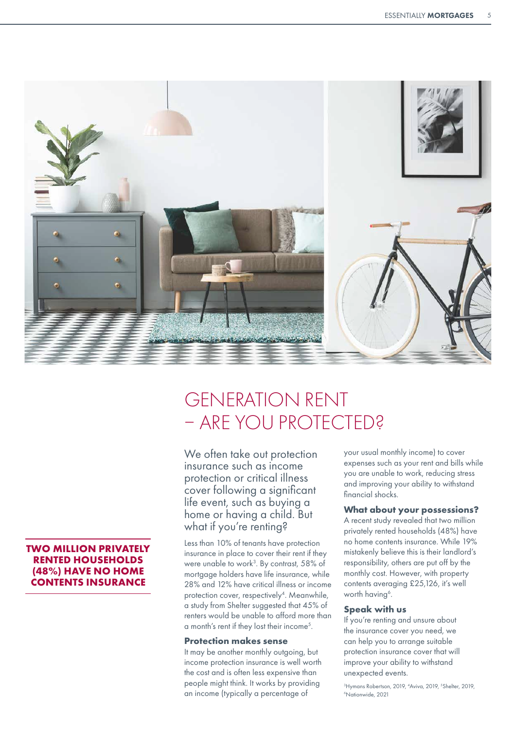# GENERATION RENT – ARE YOU PROTECTED?

We often take out protection insurance such as income protection or critical illness cover following a significant life event, such as buying a home or having a child. But what if you're renting?

Less than 10% of tenants have protection insurance in place to cover their rent if they were unable to work[3]. By contrast, 58% of mortgage holders have life insurance, while 28% and 12% have critical illness or income protection cover, respectively[4]. Meanwhile, a study from Shelter suggested that 45% of renters would be unable to afford more than a month's rent if they lost their income[5].

**TWO MILLION PRIVATELY RENTED HOUSEHOLDS (48%) HAVE NO HOME CONTENTS INSURANCE**

### Protection makes sense

It may be another monthly outgoing, but income protection insurance is well worth the cost and is often less expensive than people might think. It works by providing an income (typically a percentage of your usual monthly income) to cover expenses such as your rent and bills while you are unable to work, reducing stress and improving your ability to withstand financial shocks.

### What about your possessions?

A recent study revealed that two million privately rented households (48%) have no home contents insurance. While 19% mistakenly believe this is their landlord's responsibility, others are put off by the monthly cost. However, with property contents averaging £25,126, it's well worth having[6].

### Speak with us

If you're renting and unsure about the insurance cover you need, we can help you to arrange suitable protection insurance cover that will improve your ability to withstand unexpected events.

[3]Hymans Robertson, 2019, [4]Aviva, 2019, [5]Shelter, 2019, [6]Nationwide, 2021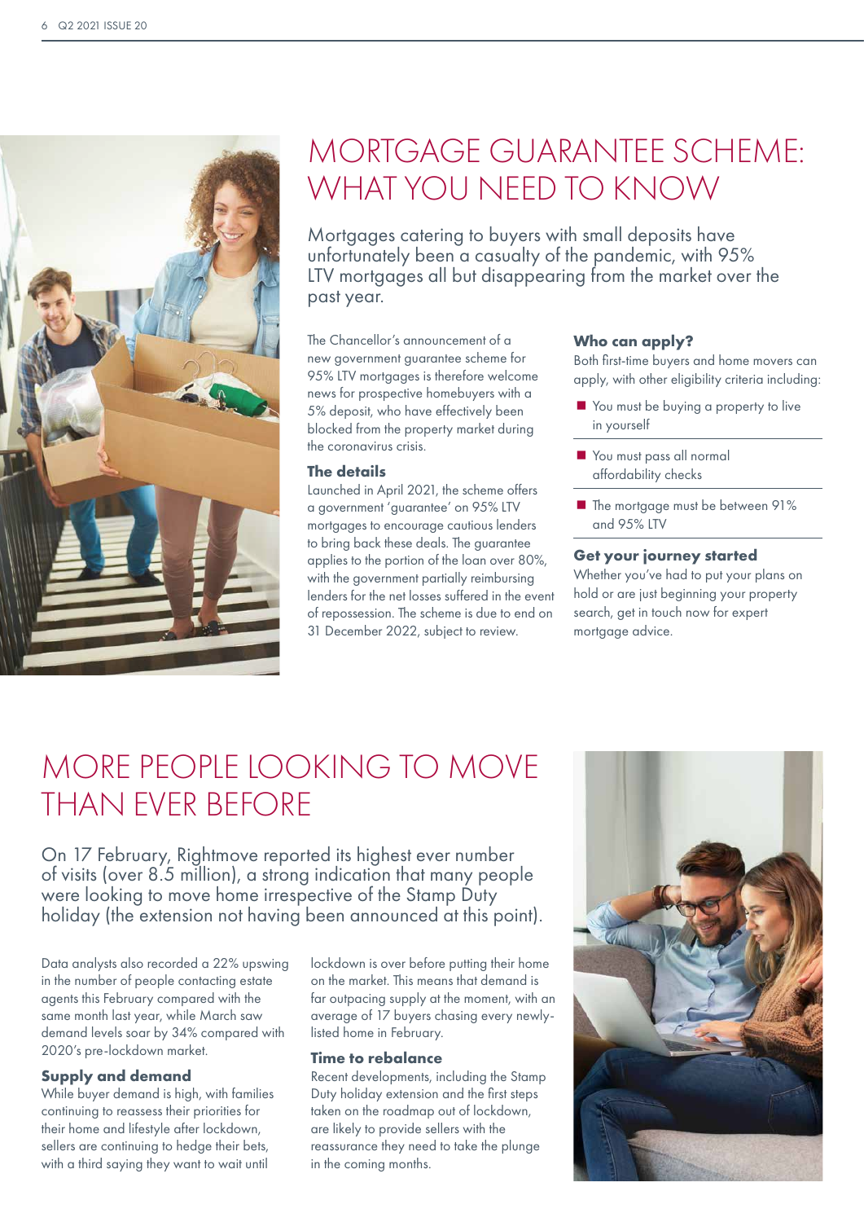# MORTGAGE GUARANTEE SCHEME: WHAT YOU NEED TO KNOW

Mortgages catering to buyers with small deposits have unfortunately been a casualty of the pandemic, with 95% LTV mortgages all but disappearing from the market over the past year.

The Chancellor's announcement of a new government guarantee scheme for 95% LTV mortgages is therefore welcome news for prospective homebuyers with a 5% deposit, who have effectively been blocked from the property market during the coronavirus crisis.

### The details

Launched in April 2021, the scheme offers a government 'guarantee' on 95% LTV mortgages to encourage cautious lenders to bring back these deals. The guarantee applies to the portion of the loan over 80%, with the government partially reimbursing lenders for the net losses suffered in the event of repossession. The scheme is due to end on 31 December 2022, subject to review.

### Who can apply?

Both first-time buyers and home movers can apply, with other eligibility criteria including:

- You must be buying a property to live in yourself
- You must pass all normal affordability checks
- The mortgage must be between 91% and 95% LTV

### Get your journey started

Whether you've had to put your plans on hold or are just beginning your property search, get in touch now for expert mortgage advice.

# MORE PEOPLE LOOKING TO MOVE THAN EVER BEFORE

On 17 February, Rightmove reported its highest ever number of visits (over 8.5 million), a strong indication that many people were looking to move home irrespective of the Stamp Duty holiday (the extension not having been announced at this point).

Data analysts also recorded a 22% upswing in the number of people contacting estate agents this February compared with the same month last year, while March saw demand levels soar by 34% compared with 2020's pre-lockdown market.

### Supply and demand

While buyer demand is high, with families continuing to reassess their priorities for their home and lifestyle after lockdown, sellers are continuing to hedge their bets, with a third saying they want to wait until lockdown is over before putting their home on the market. This means that demand is far outpacing supply at the moment, with an average of 17 buyers chasing every newly-listed home in February.

### Time to rebalance

Recent developments, including the Stamp Duty holiday extension and the first steps taken on the roadmap out of lockdown, are likely to provide sellers with the reassurance they need to take the plunge in the coming months.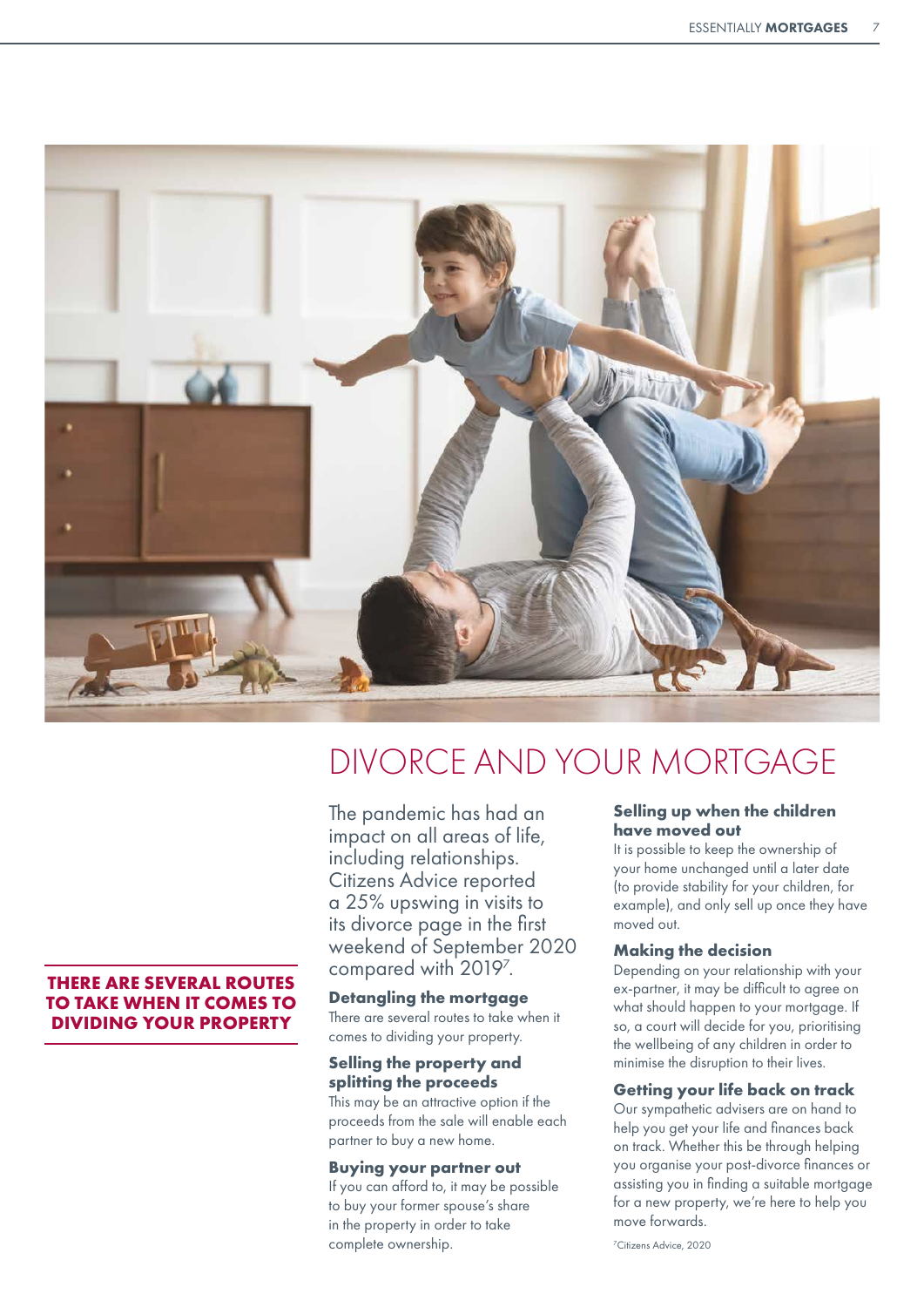# DIVORCE AND YOUR MORTGAGE

**THERE ARE SEVERAL ROUTES TO TAKE WHEN IT COMES TO DIVIDING YOUR PROPERTY**

The pandemic has had an impact on all areas of life, including relationships. Citizens Advice reported a 25% upswing in visits to its divorce page in the first weekend of September 2020 compared with 2019[7].

### Detangling the mortgage

There are several routes to take when it comes to dividing your property.

### Selling the property and splitting the proceeds

This may be an attractive option if the proceeds from the sale will enable each partner to buy a new home.

### Buying your partner out

If you can afford to, it may be possible to buy your former spouse's share in the property in order to take complete ownership.

### Selling up when the children have moved out

It is possible to keep the ownership of your home unchanged until a later date (to provide stability for your children, for example), and only sell up once they have moved out.

### Making the decision

Depending on your relationship with your ex-partner, it may be difficult to agree on what should happen to your mortgage. If so, a court will decide for you, prioritising the wellbeing of any children in order to minimise the disruption to their lives.

### Getting your life back on track

Our sympathetic advisers are on hand to help you get your life and finances back on track. Whether this be through helping you organise your post-divorce finances or assisting you in finding a suitable mortgage for a new property, we're here to help you move forwards.

[7] Citizens Advice, 2020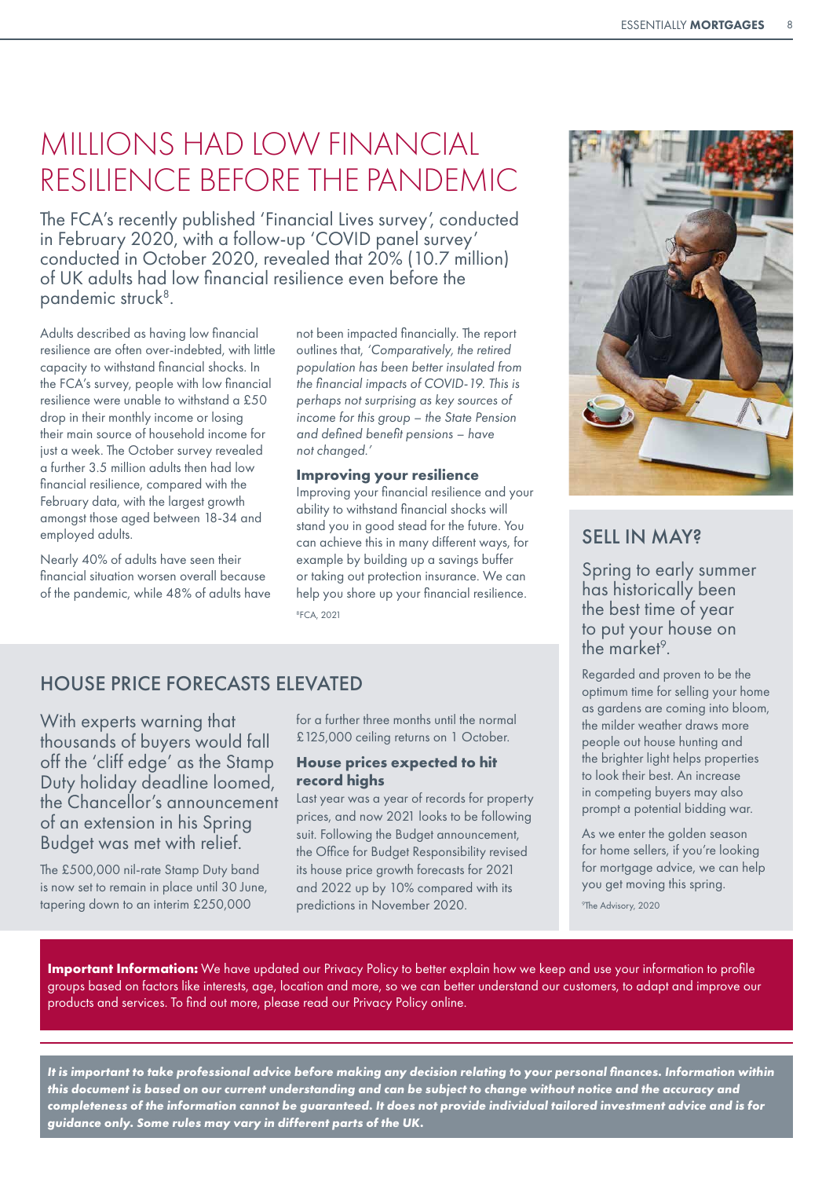# MILLIONS HAD LOW FINANCIAL RESILIENCE BEFORE THE PANDEMIC

The FCA's recently published 'Financial Lives survey', conducted in February 2020, with a follow-up 'COVID panel survey' conducted in October 2020, revealed that 20% (10.7 million) of UK adults had low financial resilience even before the pandemic struck[8].

Adults described as having low financial resilience are often over-indebted, with little capacity to withstand financial shocks. In the FCA's survey, people with low financial resilience were unable to withstand a £50 drop in their monthly income or losing their main source of household income for just a week. The October survey revealed a further 3.5 million adults then had low financial resilience, compared with the February data, with the largest growth amongst those aged between 18-34 and employed adults.

Nearly 40% of adults have seen their financial situation worsen overall because of the pandemic, while 48% of adults have not been impacted financially. The report outlines that, *'Comparatively, the retired population has been better insulated from the financial impacts of COVID-19. This is perhaps not surprising as key sources of income for this group – the State Pension and defined benefit pensions – have not changed.'*

### Improving your resilience

Improving your financial resilience and your ability to withstand financial shocks will stand you in good stead for the future. You can achieve this in many different ways, for example by building up a savings buffer or taking out protection insurance. We can help you shore up your financial resilience.

[8]FCA, 2021

## SELL IN MAY?

Spring to early summer has historically been the best time of year to put your house on the market[9].

Regarded and proven to be the optimum time for selling your home as gardens are coming into bloom, the milder weather draws more people out house hunting and the brighter light helps properties to look their best. An increase in competing buyers may also prompt a potential bidding war.

As we enter the golden season for home sellers, if you're looking for mortgage advice, we can help you get moving this spring.

[9]The Advisory, 2020

## HOUSE PRICE FORECASTS ELEVATED

With experts warning that thousands of buyers would fall off the 'cliff edge' as the Stamp Duty holiday deadline loomed, the Chancellor's announcement of an extension in his Spring Budget was met with relief.

The £500,000 nil-rate Stamp Duty band is now set to remain in place until 30 June, tapering down to an interim £250,000 for a further three months until the normal £125,000 ceiling returns on 1 October.

### House prices expected to hit record highs

Last year was a year of records for property prices, and now 2021 looks to be following suit. Following the Budget announcement, the Office for Budget Responsibility revised its house price growth forecasts for 2021 and 2022 up by 10% compared with its predictions in November 2020.

**Important Information:** We have updated our Privacy Policy to better explain how we keep and use your information to profile groups based on factors like interests, age, location and more, so we can better understand our customers, to adapt and improve our products and services. To find out more, please read our Privacy Policy online.

***It is important to take professional advice before making any decision relating to your personal finances. Information within this document is based on our current understanding and can be subject to change without notice and the accuracy and completeness of the information cannot be guaranteed. It does not provide individual tailored investment advice and is for guidance only. Some rules may vary in different parts of the UK.***